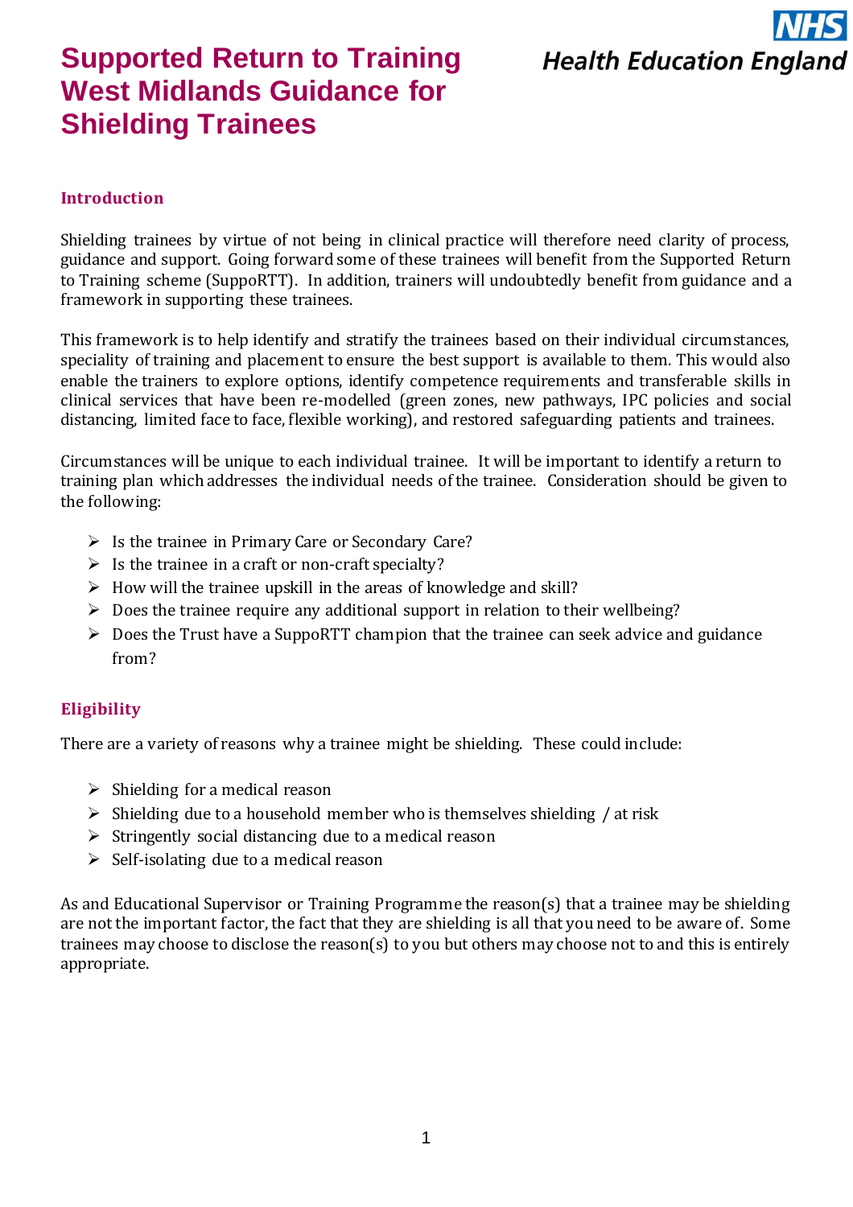# Supported Return to Training West Midlands Guidance for Shielding Trainees

NHS Health Education England

## Introduction

Shielding trainees by virtue of not being in clinical practice will therefore need clarity of process, guidance and support. Going forward some of these trainees will benefit from the Supported Return to Training scheme (SuppoRTT). In addition, trainers will undoubtedly benefit from guidance and a framework in supporting these trainees.

This framework is to help identify and stratify the trainees based on their individual circumstances, speciality of training and placement to ensure the best support is available to them. This would also enable the trainers to explore options, identify competence requirements and transferable skills in clinical services that have been re-modelled (green zones, new pathways, IPC policies and social distancing, limited face to face, flexible working), and restored safeguarding patients and trainees.

Circumstances will be unique to each individual trainee. It will be important to identify a return to training plan which addresses the individual needs of the trainee. Consideration should be given to the following:

- Is the trainee in Primary Care or Secondary Care?
- Is the trainee in a craft or non-craft specialty?
- How will the trainee upskill in the areas of knowledge and skill?
- Does the trainee require any additional support in relation to their wellbeing?
- Does the Trust have a SuppoRTT champion that the trainee can seek advice and guidance from?

## Eligibility

There are a variety of reasons why a trainee might be shielding. These could include:

- Shielding for a medical reason
- Shielding due to a household member who is themselves shielding / at risk
- Stringently social distancing due to a medical reason
- Self-isolating due to a medical reason

As and Educational Supervisor or Training Programme the reason(s) that a trainee may be shielding are not the important factor, the fact that they are shielding is all that you need to be aware of. Some trainees may choose to disclose the reason(s) to you but others may choose not to and this is entirely appropriate.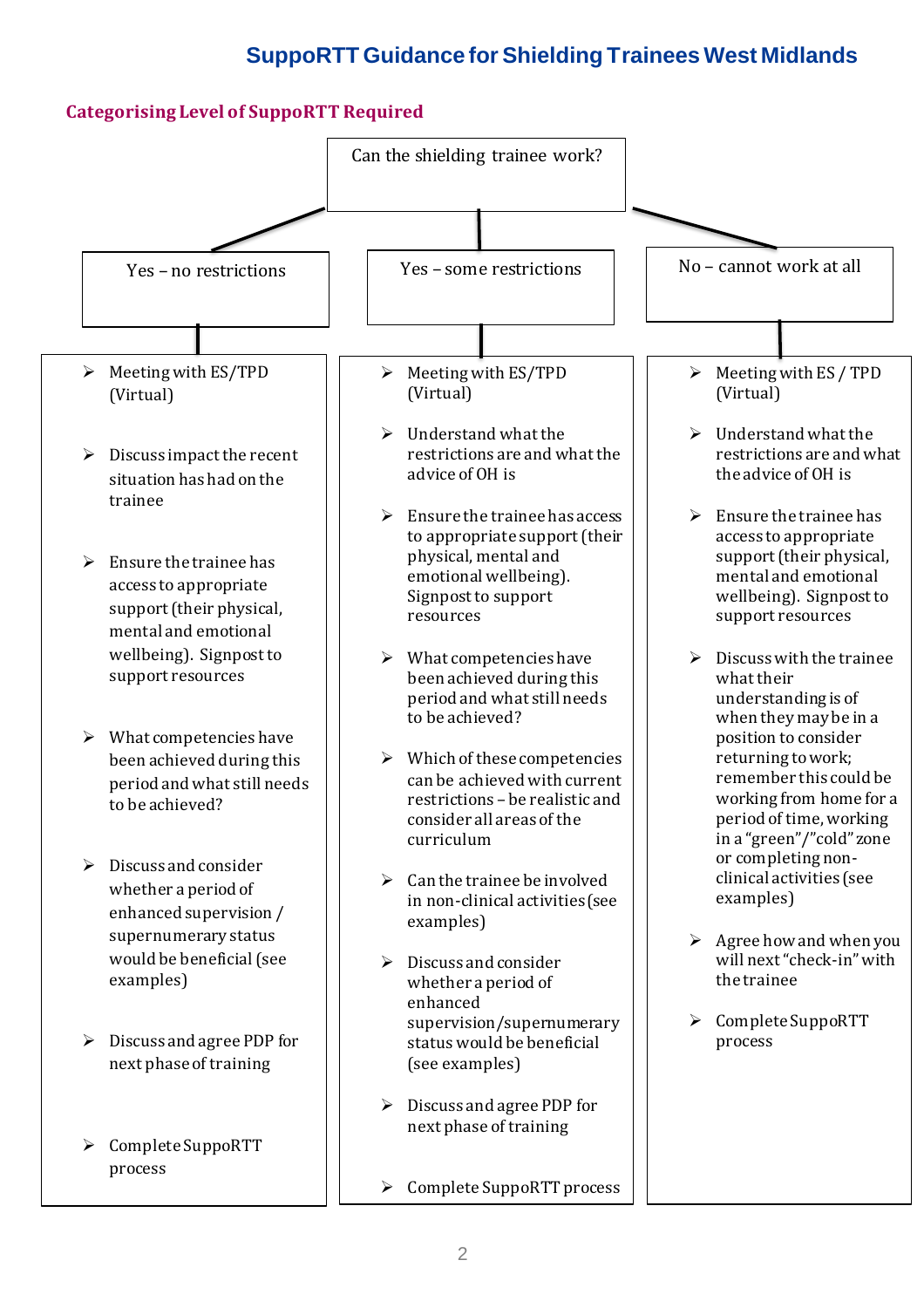# SuppoRTT Guidance for Shielding Trainees West Midlands

## Categorising Level of SuppoRTT Required

**Can the shielding trainee work?**

### Yes – no restrictions

- Meeting with ES/TPD (Virtual)
- Discuss impact the recent situation has had on the trainee
- Ensure the trainee has access to appropriate support (their physical, mental and emotional wellbeing). Signpost to support resources
- What competencies have been achieved during this period and what still needs to be achieved?
- Discuss and consider whether a period of enhanced supervision / supernumerary status would be beneficial (see examples)
- Discuss and agree PDP for next phase of training
- Complete SuppoRTT process

### Yes – some restrictions

- Meeting with ES/TPD (Virtual)
- Understand what the restrictions are and what the advice of OH is
- Ensure the trainee has access to appropriate support (their physical, mental and emotional wellbeing). Signpost to support resources
- What competencies have been achieved during this period and what still needs to be achieved?
- Which of these competencies can be achieved with current restrictions – be realistic and consider all areas of the curriculum
- Can the trainee be involved in non-clinical activities (see examples)
- Discuss and consider whether a period of enhanced supervision/supernumerary status would be beneficial (see examples)
- Discuss and agree PDP for next phase of training
- Complete SuppoRTT process

### No – cannot work at all

- Meeting with ES / TPD (Virtual)
- Understand what the restrictions are and what the advice of OH is
- Ensure the trainee has access to appropriate support (their physical, mental and emotional wellbeing). Signpost to support resources
- Discuss with the trainee what their understanding is of when they may be in a position to consider returning to work; remember this could be working from home for a period of time, working in a "green"/"cold" zone or completing non-clinical activities (see examples)
- Agree how and when you will next "check-in" with the trainee
- Complete SuppoRTT process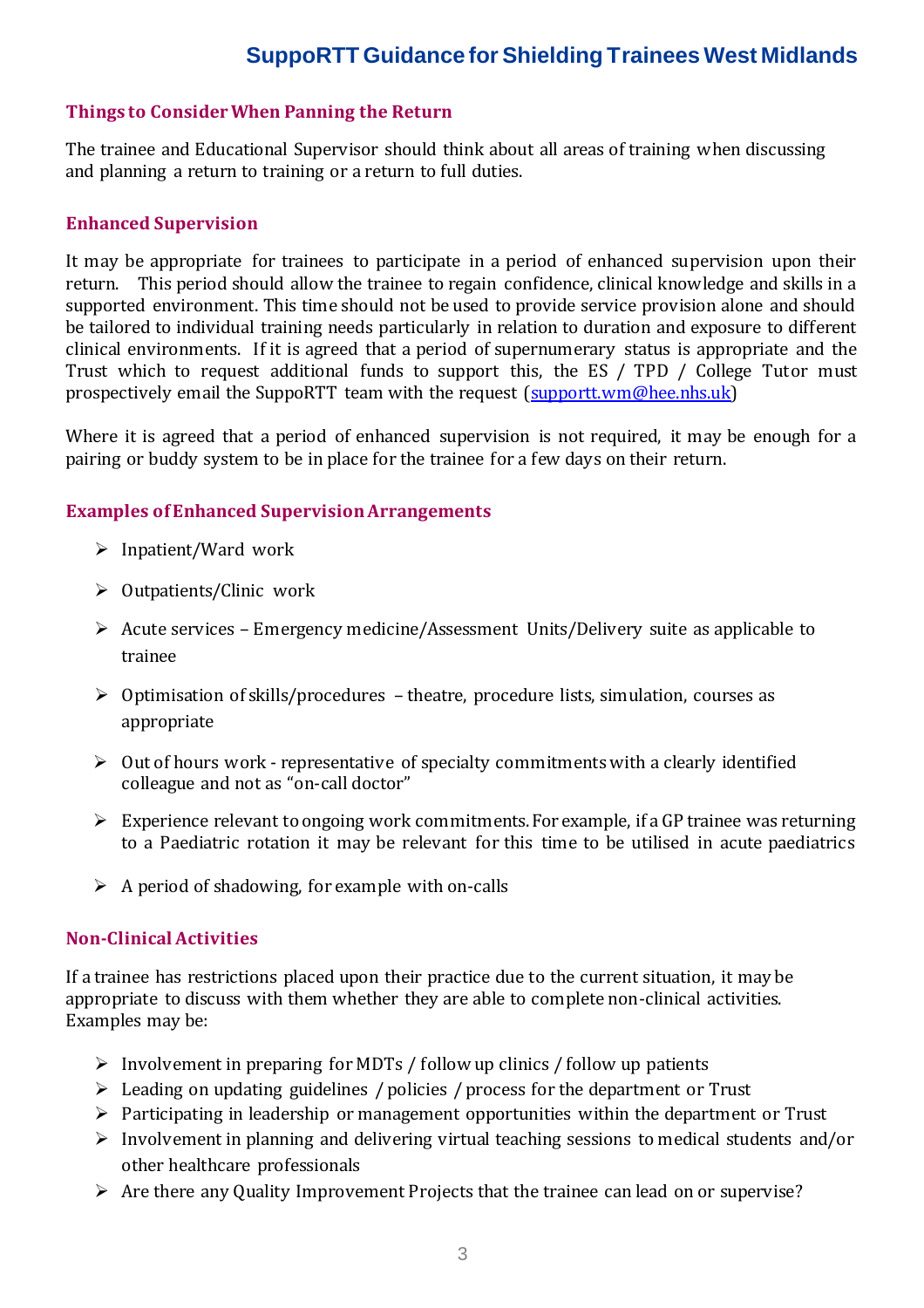### Things to Consider When Panning the Return

The trainee and Educational Supervisor should think about all areas of training when discussing and planning a return to training or a return to full duties.

### Enhanced Supervision

It may be appropriate for trainees to participate in a period of enhanced supervision upon their return. This period should allow the trainee to regain confidence, clinical knowledge and skills in a supported environment. This time should not be used to provide service provision alone and should be tailored to individual training needs particularly in relation to duration and exposure to different clinical environments. If it is agreed that a period of supernumerary status is appropriate and the Trust which to request additional funds to support this, the ES / TPD / College Tutor must prospectively email the SuppoRTT team with the request (supportt.wm@hee.nhs.uk)

Where it is agreed that a period of enhanced supervision is not required, it may be enough for a pairing or buddy system to be in place for the trainee for a few days on their return.

### Examples of Enhanced Supervision Arrangements

- Inpatient/Ward work
- Outpatients/Clinic work
- Acute services – Emergency medicine/Assessment Units/Delivery suite as applicable to trainee
- Optimisation of skills/procedures – theatre, procedure lists, simulation, courses as appropriate
- Out of hours work - representative of specialty commitments with a clearly identified colleague and not as "on-call doctor"
- Experience relevant to ongoing work commitments. For example, if a GP trainee was returning to a Paediatric rotation it may be relevant for this time to be utilised in acute paediatrics
- A period of shadowing, for example with on-calls

### Non-Clinical Activities

If a trainee has restrictions placed upon their practice due to the current situation, it may be appropriate to discuss with them whether they are able to complete non-clinical activities. Examples may be:

- Involvement in preparing for MDTs / follow up clinics / follow up patients
- Leading on updating guidelines / policies / process for the department or Trust
- Participating in leadership or management opportunities within the department or Trust
- Involvement in planning and delivering virtual teaching sessions to medical students and/or other healthcare professionals
- Are there any Quality Improvement Projects that the trainee can lead on or supervise?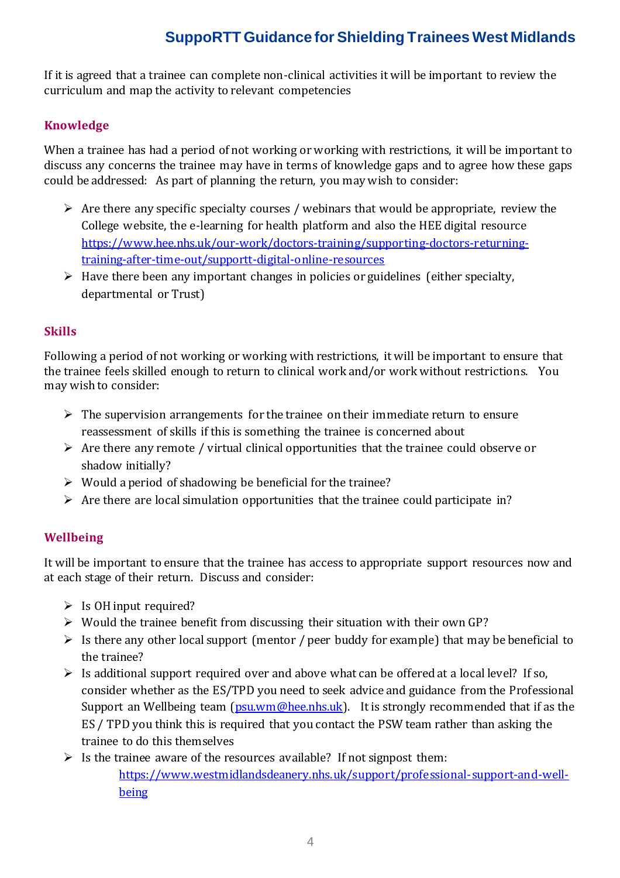If it is agreed that a trainee can complete non-clinical activities it will be important to review the curriculum and map the activity to relevant competencies

## Knowledge

When a trainee has had a period of not working or working with restrictions, it will be important to discuss any concerns the trainee may have in terms of knowledge gaps and to agree how these gaps could be addressed: As part of planning the return, you may wish to consider:

- Are there any specific specialty courses / webinars that would be appropriate, review the College website, the e-learning for health platform and also the HEE digital resource https://www.hee.nhs.uk/our-work/doctors-training/supporting-doctors-returning-training-after-time-out/supportt-digital-online-resources
- Have there been any important changes in policies or guidelines (either specialty, departmental or Trust)

## Skills

Following a period of not working or working with restrictions, it will be important to ensure that the trainee feels skilled enough to return to clinical work and/or work without restrictions. You may wish to consider:

- The supervision arrangements for the trainee on their immediate return to ensure reassessment of skills if this is something the trainee is concerned about
- Are there any remote / virtual clinical opportunities that the trainee could observe or shadow initially?
- Would a period of shadowing be beneficial for the trainee?
- Are there are local simulation opportunities that the trainee could participate in?

## Wellbeing

It will be important to ensure that the trainee has access to appropriate support resources now and at each stage of their return. Discuss and consider:

- Is OH input required?
- Would the trainee benefit from discussing their situation with their own GP?
- Is there any other local support (mentor / peer buddy for example) that may be beneficial to the trainee?
- Is additional support required over and above what can be offered at a local level? If so, consider whether as the ES/TPD you need to seek advice and guidance from the Professional Support an Wellbeing team (psu.wm@hee.nhs.uk). It is strongly recommended that if as the ES / TPD you think this is required that you contact the PSW team rather than asking the trainee to do this themselves
- Is the trainee aware of the resources available? If not signpost them:
  https://www.westmidlandsdeanery.nhs.uk/support/professional-support-and-well-being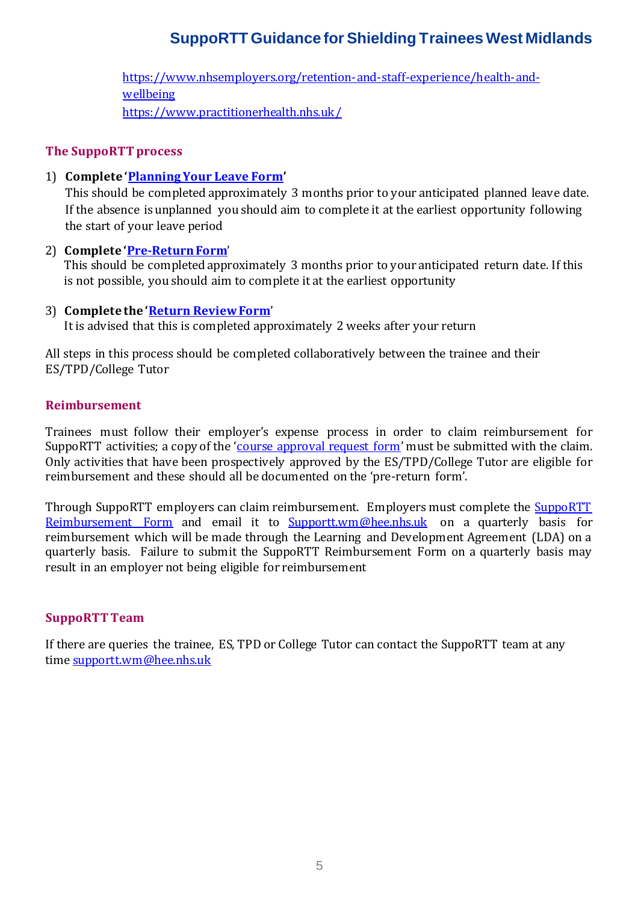https://www.nhsemployers.org/retention-and-staff-experience/health-and-wellbeing
https://www.practitionerhealth.nhs.uk/

## The SuppoRTT process

1) **Complete '[Planning Your Leave Form](#)'**
   This should be completed approximately 3 months prior to your anticipated planned leave date. If the absence is unplanned you should aim to complete it at the earliest opportunity following the start of your leave period

2) **Complete '[Pre-Return Form](#)'**
   This should be completed approximately 3 months prior to your anticipated return date. If this is not possible, you should aim to complete it at the earliest opportunity

3) **Complete the '[Return Review Form](#)'**
   It is advised that this is completed approximately 2 weeks after your return

All steps in this process should be completed collaboratively between the trainee and their ES/TPD/College Tutor

## Reimbursement

Trainees must follow their employer's expense process in order to claim reimbursement for SuppoRTT activities; a copy of the '[course approval request form](#)' must be submitted with the claim. Only activities that have been prospectively approved by the ES/TPD/College Tutor are eligible for reimbursement and these should all be documented on the 'pre-return form'.

Through SuppoRTT employers can claim reimbursement. Employers must complete the [SuppoRTT Reimbursement Form](#) and email it to Supportt.wm@hee.nhs.uk on a quarterly basis for reimbursement which will be made through the Learning and Development Agreement (LDA) on a quarterly basis. Failure to submit the SuppoRTT Reimbursement Form on a quarterly basis may result in an employer not being eligible for reimbursement

## SuppoRTT Team

If there are queries the trainee, ES, TPD or College Tutor can contact the SuppoRTT team at any time supportt.wm@hee.nhs.uk